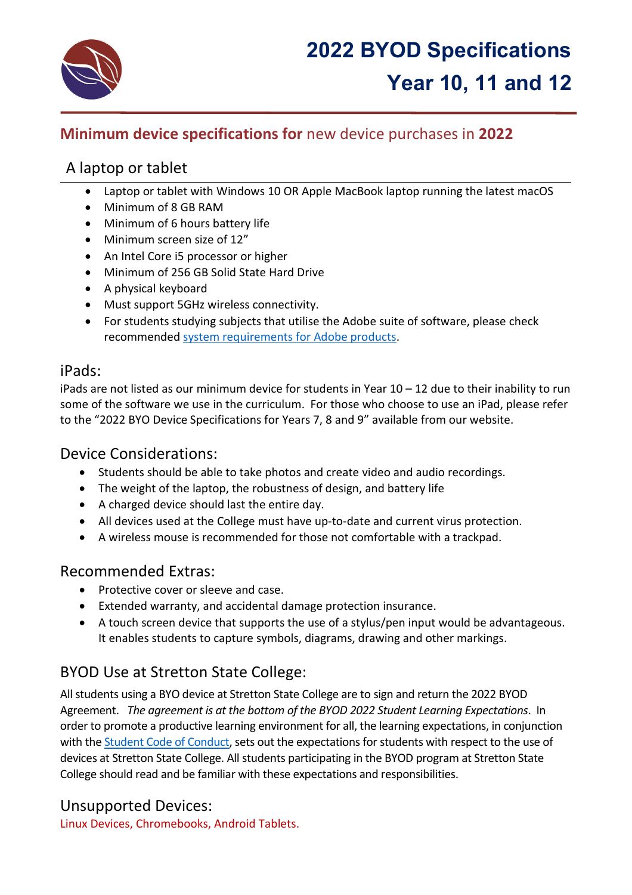# 2022 BYOD Specifications
# Year 10, 11 and 12

## **Minimum device specifications for** new device purchases in **2022**

### A laptop or tablet

- Laptop or tablet with Windows 10 OR Apple MacBook laptop running the latest macOS
- Minimum of 8 GB RAM
- Minimum of 6 hours battery life
- Minimum screen size of 12"
- An Intel Core i5 processor or higher
- Minimum of 256 GB Solid State Hard Drive
- A physical keyboard
- Must support 5GHz wireless connectivity.
- For students studying subjects that utilise the Adobe suite of software, please check recommended system requirements for Adobe products.

### iPads:

iPads are not listed as our minimum device for students in Year 10 – 12 due to their inability to run some of the software we use in the curriculum. For those who choose to use an iPad, please refer to the "2022 BYO Device Specifications for Years 7, 8 and 9" available from our website.

### Device Considerations:

- Students should be able to take photos and create video and audio recordings.
- The weight of the laptop, the robustness of design, and battery life
- A charged device should last the entire day.
- All devices used at the College must have up-to-date and current virus protection.
- A wireless mouse is recommended for those not comfortable with a trackpad.

### Recommended Extras:

- Protective cover or sleeve and case.
- Extended warranty, and accidental damage protection insurance.
- A touch screen device that supports the use of a stylus/pen input would be advantageous. It enables students to capture symbols, diagrams, drawing and other markings.

### BYOD Use at Stretton State College:

All students using a BYO device at Stretton State College are to sign and return the 2022 BYOD Agreement. *The agreement is at the bottom of the BYOD 2022 Student Learning Expectations*. In order to promote a productive learning environment for all, the learning expectations, in conjunction with the Student Code of Conduct, sets out the expectations for students with respect to the use of devices at Stretton State College. All students participating in the BYOD program at Stretton State College should read and be familiar with these expectations and responsibilities.

### Unsupported Devices:

Linux Devices, Chromebooks, Android Tablets.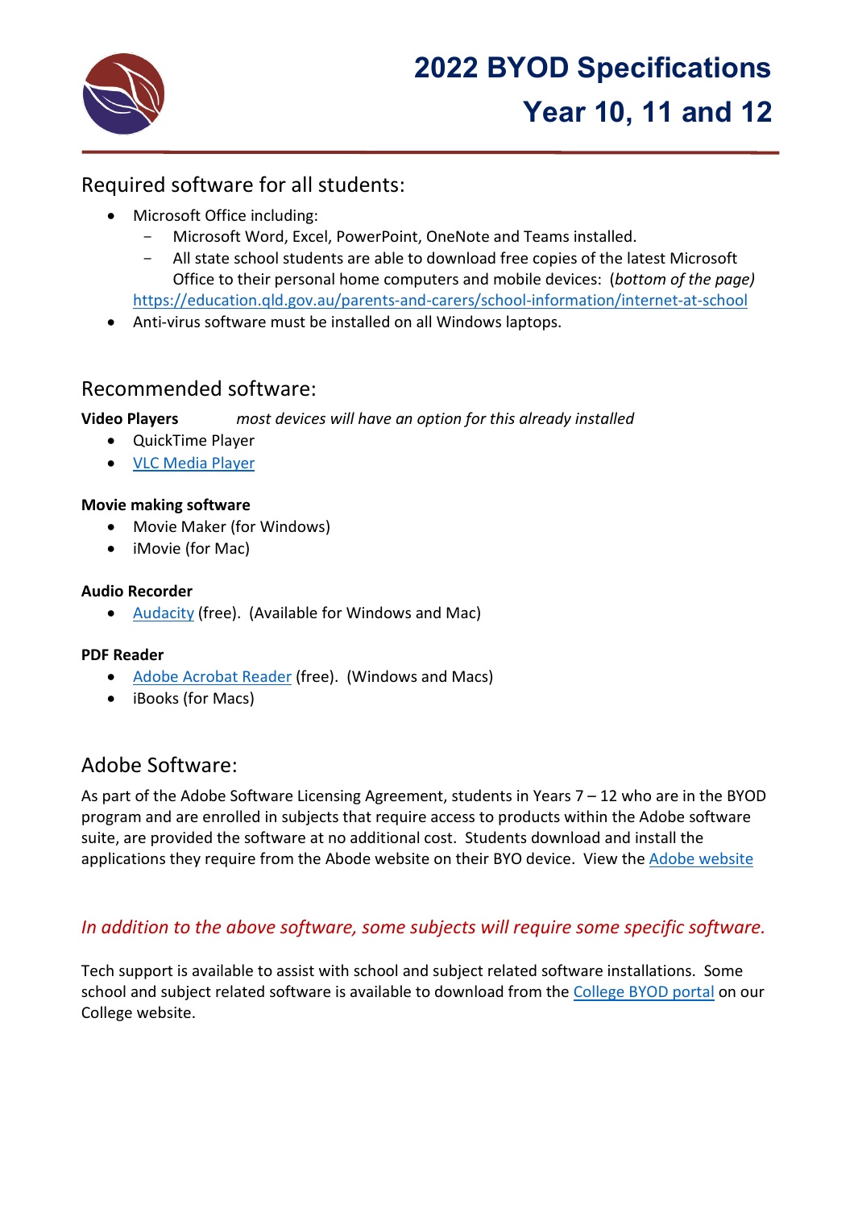# 2022 BYOD Specifications
# Year 10, 11 and 12

## Required software for all students:

- Microsoft Office including:
  - Microsoft Word, Excel, PowerPoint, OneNote and Teams installed.
  - All state school students are able to download free copies of the latest Microsoft Office to their personal home computers and mobile devices: (*bottom of the page)*
  
  https://education.qld.gov.au/parents-and-carers/school-information/internet-at-school
- Anti-virus software must be installed on all Windows laptops.

## Recommended software:

**Video Players** *most devices will have an option for this already installed*

- QuickTime Player
- VLC Media Player

**Movie making software**

- Movie Maker (for Windows)
- iMovie (for Mac)

**Audio Recorder**

- Audacity (free). (Available for Windows and Mac)

**PDF Reader**

- Adobe Acrobat Reader (free). (Windows and Macs)
- iBooks (for Macs)

## Adobe Software:

As part of the Adobe Software Licensing Agreement, students in Years 7 – 12 who are in the BYOD program and are enrolled in subjects that require access to products within the Adobe software suite, are provided the software at no additional cost. Students download and install the applications they require from the Abode website on their BYO device. View the Adobe website

*In addition to the above software, some subjects will require some specific software.*

Tech support is available to assist with school and subject related software installations. Some school and subject related software is available to download from the College BYOD portal on our College website.